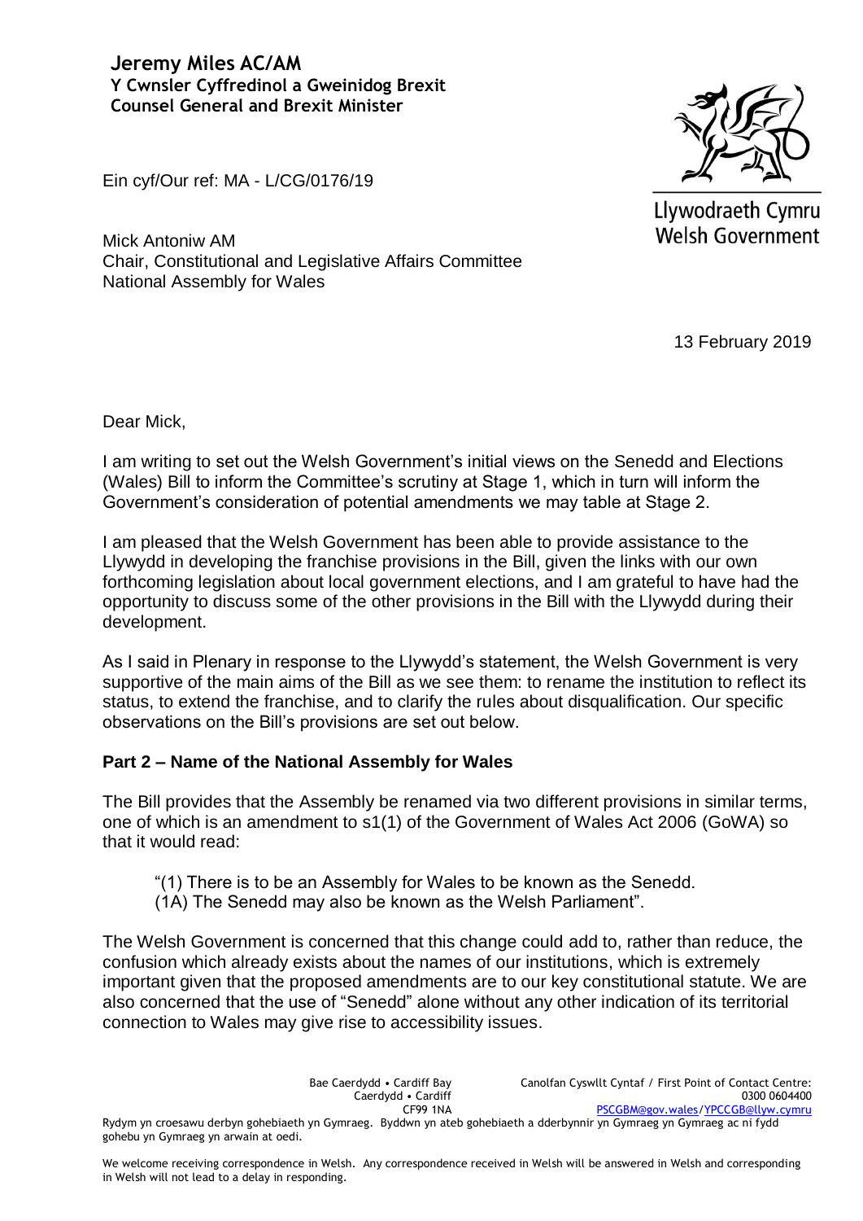**Jeremy Miles AC/AM**
**Y Cwnsler Cyffredinol a Gweinidog Brexit**
**Counsel General and Brexit Minister**

Ein cyf/Our ref: MA - L/CG/0176/19

Llywodraeth Cymru
Welsh Government

Mick Antoniw AM
Chair, Constitutional and Legislative Affairs Committee
National Assembly for Wales

13 February 2019

Dear Mick,

I am writing to set out the Welsh Government's initial views on the Senedd and Elections (Wales) Bill to inform the Committee's scrutiny at Stage 1, which in turn will inform the Government's consideration of potential amendments we may table at Stage 2.

I am pleased that the Welsh Government has been able to provide assistance to the Llywydd in developing the franchise provisions in the Bill, given the links with our own forthcoming legislation about local government elections, and I am grateful to have had the opportunity to discuss some of the other provisions in the Bill with the Llywydd during their development.

As I said in Plenary in response to the Llywydd's statement, the Welsh Government is very supportive of the main aims of the Bill as we see them: to rename the institution to reflect its status, to extend the franchise, and to clarify the rules about disqualification. Our specific observations on the Bill's provisions are set out below.

**Part 2 – Name of the National Assembly for Wales**

The Bill provides that the Assembly be renamed via two different provisions in similar terms, one of which is an amendment to s1(1) of the Government of Wales Act 2006 (GoWA) so that it would read:

> "(1) There is to be an Assembly for Wales to be known as the Senedd.
> (1A) The Senedd may also be known as the Welsh Parliament".

The Welsh Government is concerned that this change could add to, rather than reduce, the confusion which already exists about the names of our institutions, which is extremely important given that the proposed amendments are to our key constitutional statute. We are also concerned that the use of "Senedd" alone without any other indication of its territorial connection to Wales may give rise to accessibility issues.

Bae Caerdydd • Cardiff Bay
Caerdydd • Cardiff
CF99 1NA

Canolfan Cyswllt Cyntaf / First Point of Contact Centre:
0300 0604400
PSCGBM@gov.wales/YPCCGB@llyw.cymru

Rydym yn croesawu derbyn gohebiaeth yn Gymraeg. Byddwn yn ateb gohebiaeth a dderbynnir yn Gymraeg yn Gymraeg ac ni fydd gohebu yn Gymraeg yn arwain at oedi.

We welcome receiving correspondence in Welsh. Any correspondence received in Welsh will be answered in Welsh and corresponding in Welsh will not lead to a delay in responding.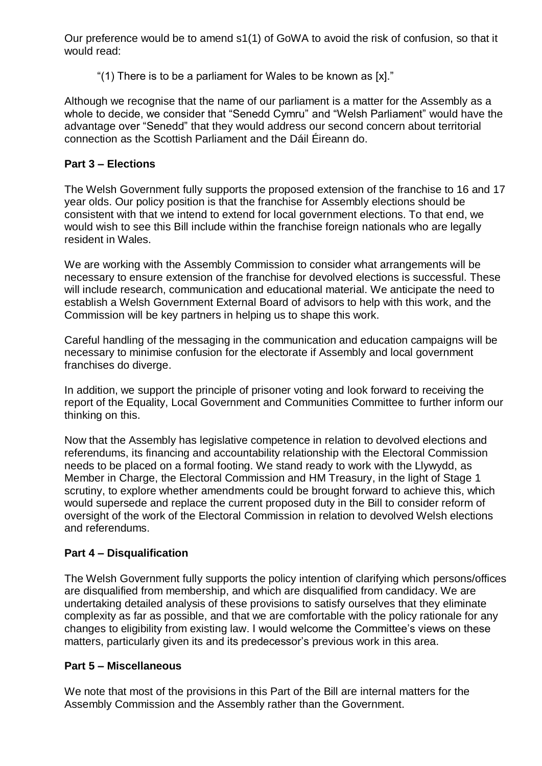Our preference would be to amend s1(1) of GoWA to avoid the risk of confusion, so that it would read:

> "(1) There is to be a parliament for Wales to be known as [x]."

Although we recognise that the name of our parliament is a matter for the Assembly as a whole to decide, we consider that "Senedd Cymru" and "Welsh Parliament" would have the advantage over "Senedd" that they would address our second concern about territorial connection as the Scottish Parliament and the Dáil Éireann do.

**Part 3 – Elections**

The Welsh Government fully supports the proposed extension of the franchise to 16 and 17 year olds. Our policy position is that the franchise for Assembly elections should be consistent with that we intend to extend for local government elections. To that end, we would wish to see this Bill include within the franchise foreign nationals who are legally resident in Wales.

We are working with the Assembly Commission to consider what arrangements will be necessary to ensure extension of the franchise for devolved elections is successful. These will include research, communication and educational material. We anticipate the need to establish a Welsh Government External Board of advisors to help with this work, and the Commission will be key partners in helping us to shape this work.

Careful handling of the messaging in the communication and education campaigns will be necessary to minimise confusion for the electorate if Assembly and local government franchises do diverge.

In addition, we support the principle of prisoner voting and look forward to receiving the report of the Equality, Local Government and Communities Committee to further inform our thinking on this.

Now that the Assembly has legislative competence in relation to devolved elections and referendums, its financing and accountability relationship with the Electoral Commission needs to be placed on a formal footing. We stand ready to work with the Llywydd, as Member in Charge, the Electoral Commission and HM Treasury, in the light of Stage 1 scrutiny, to explore whether amendments could be brought forward to achieve this, which would supersede and replace the current proposed duty in the Bill to consider reform of oversight of the work of the Electoral Commission in relation to devolved Welsh elections and referendums.

**Part 4 – Disqualification**

The Welsh Government fully supports the policy intention of clarifying which persons/offices are disqualified from membership, and which are disqualified from candidacy. We are undertaking detailed analysis of these provisions to satisfy ourselves that they eliminate complexity as far as possible, and that we are comfortable with the policy rationale for any changes to eligibility from existing law. I would welcome the Committee's views on these matters, particularly given its and its predecessor's previous work in this area.

**Part 5 – Miscellaneous**

We note that most of the provisions in this Part of the Bill are internal matters for the Assembly Commission and the Assembly rather than the Government.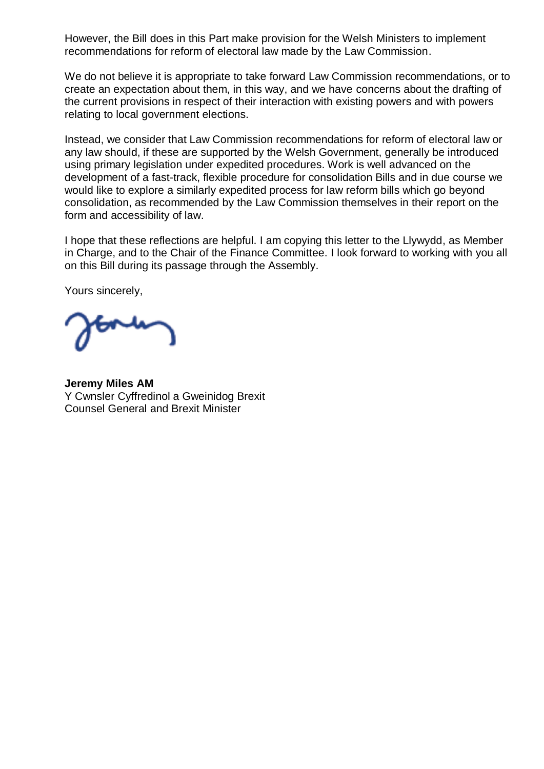However, the Bill does in this Part make provision for the Welsh Ministers to implement recommendations for reform of electoral law made by the Law Commission.

We do not believe it is appropriate to take forward Law Commission recommendations, or to create an expectation about them, in this way, and we have concerns about the drafting of the current provisions in respect of their interaction with existing powers and with powers relating to local government elections.

Instead, we consider that Law Commission recommendations for reform of electoral law or any law should, if these are supported by the Welsh Government, generally be introduced using primary legislation under expedited procedures. Work is well advanced on the development of a fast-track, flexible procedure for consolidation Bills and in due course we would like to explore a similarly expedited process for law reform bills which go beyond consolidation, as recommended by the Law Commission themselves in their report on the form and accessibility of law.

I hope that these reflections are helpful. I am copying this letter to the Llywydd, as Member in Charge, and to the Chair of the Finance Committee. I look forward to working with you all on this Bill during its passage through the Assembly.

Yours sincerely,

**Jeremy Miles AM**
Y Cwnsler Cyffredinol a Gweinidog Brexit
Counsel General and Brexit Minister